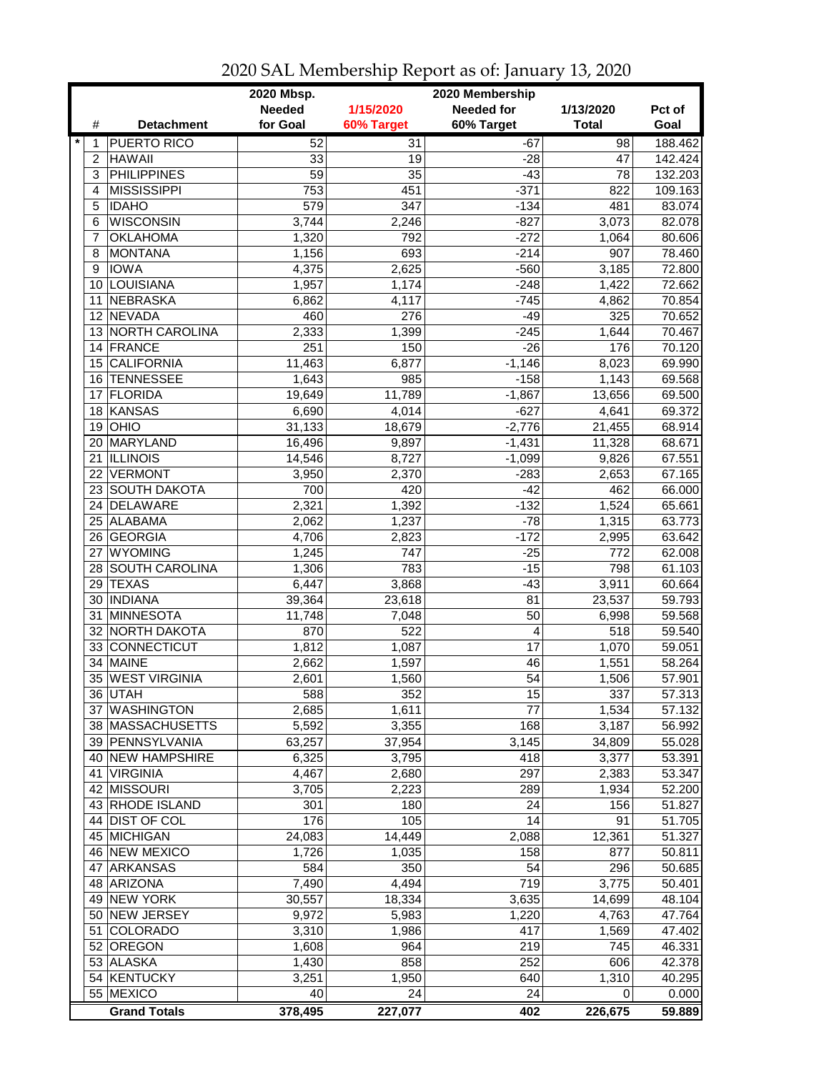# 2020 SAL Membership Report as of: January 13, 2020

| | # | Detachment | 2020 Mbsp. Needed for Goal | 1/15/2020 60% Target | 2020 Membership Needed for 60% Target | 1/13/2020 Total | Pct of Goal |
|---|---|---|---|---|---|---|---|
| * | 1 | PUERTO RICO | 52 | 31 | -67 | 98 | 188.462 |
| | 2 | HAWAII | 33 | 19 | -28 | 47 | 142.424 |
| | 3 | PHILIPPINES | 59 | 35 | -43 | 78 | 132.203 |
| | 4 | MISSISSIPPI | 753 | 451 | -371 | 822 | 109.163 |
| | 5 | IDAHO | 579 | 347 | -134 | 481 | 83.074 |
| | 6 | WISCONSIN | 3,744 | 2,246 | -827 | 3,073 | 82.078 |
| | 7 | OKLAHOMA | 1,320 | 792 | -272 | 1,064 | 80.606 |
| | 8 | MONTANA | 1,156 | 693 | -214 | 907 | 78.460 |
| | 9 | IOWA | 4,375 | 2,625 | -560 | 3,185 | 72.800 |
| | 10 | LOUISIANA | 1,957 | 1,174 | -248 | 1,422 | 72.662 |
| | 11 | NEBRASKA | 6,862 | 4,117 | -745 | 4,862 | 70.854 |
| | 12 | NEVADA | 460 | 276 | -49 | 325 | 70.652 |
| | 13 | NORTH CAROLINA | 2,333 | 1,399 | -245 | 1,644 | 70.467 |
| | 14 | FRANCE | 251 | 150 | -26 | 176 | 70.120 |
| | 15 | CALIFORNIA | 11,463 | 6,877 | -1,146 | 8,023 | 69.990 |
| | 16 | TENNESSEE | 1,643 | 985 | -158 | 1,143 | 69.568 |
| | 17 | FLORIDA | 19,649 | 11,789 | -1,867 | 13,656 | 69.500 |
| | 18 | KANSAS | 6,690 | 4,014 | -627 | 4,641 | 69.372 |
| | 19 | OHIO | 31,133 | 18,679 | -2,776 | 21,455 | 68.914 |
| | 20 | MARYLAND | 16,496 | 9,897 | -1,431 | 11,328 | 68.671 |
| | 21 | ILLINOIS | 14,546 | 8,727 | -1,099 | 9,826 | 67.551 |
| | 22 | VERMONT | 3,950 | 2,370 | -283 | 2,653 | 67.165 |
| | 23 | SOUTH DAKOTA | 700 | 420 | -42 | 462 | 66.000 |
| | 24 | DELAWARE | 2,321 | 1,392 | -132 | 1,524 | 65.661 |
| | 25 | ALABAMA | 2,062 | 1,237 | -78 | 1,315 | 63.773 |
| | 26 | GEORGIA | 4,706 | 2,823 | -172 | 2,995 | 63.642 |
| | 27 | WYOMING | 1,245 | 747 | -25 | 772 | 62.008 |
| | 28 | SOUTH CAROLINA | 1,306 | 783 | -15 | 798 | 61.103 |
| | 29 | TEXAS | 6,447 | 3,868 | -43 | 3,911 | 60.664 |
| | 30 | INDIANA | 39,364 | 23,618 | 81 | 23,537 | 59.793 |
| | 31 | MINNESOTA | 11,748 | 7,048 | 50 | 6,998 | 59.568 |
| | 32 | NORTH DAKOTA | 870 | 522 | 4 | 518 | 59.540 |
| | 33 | CONNECTICUT | 1,812 | 1,087 | 17 | 1,070 | 59.051 |
| | 34 | MAINE | 2,662 | 1,597 | 46 | 1,551 | 58.264 |
| | 35 | WEST VIRGINIA | 2,601 | 1,560 | 54 | 1,506 | 57.901 |
| | 36 | UTAH | 588 | 352 | 15 | 337 | 57.313 |
| | 37 | WASHINGTON | 2,685 | 1,611 | 77 | 1,534 | 57.132 |
| | 38 | MASSACHUSETTS | 5,592 | 3,355 | 168 | 3,187 | 56.992 |
| | 39 | PENNSYLVANIA | 63,257 | 37,954 | 3,145 | 34,809 | 55.028 |
| | 40 | NEW HAMPSHIRE | 6,325 | 3,795 | 418 | 3,377 | 53.391 |
| | 41 | VIRGINIA | 4,467 | 2,680 | 297 | 2,383 | 53.347 |
| | 42 | MISSOURI | 3,705 | 2,223 | 289 | 1,934 | 52.200 |
| | 43 | RHODE ISLAND | 301 | 180 | 24 | 156 | 51.827 |
| | 44 | DIST OF COL | 176 | 105 | 14 | 91 | 51.705 |
| | 45 | MICHIGAN | 24,083 | 14,449 | 2,088 | 12,361 | 51.327 |
| | 46 | NEW MEXICO | 1,726 | 1,035 | 158 | 877 | 50.811 |
| | 47 | ARKANSAS | 584 | 350 | 54 | 296 | 50.685 |
| | 48 | ARIZONA | 7,490 | 4,494 | 719 | 3,775 | 50.401 |
| | 49 | NEW YORK | 30,557 | 18,334 | 3,635 | 14,699 | 48.104 |
| | 50 | NEW JERSEY | 9,972 | 5,983 | 1,220 | 4,763 | 47.764 |
| | 51 | COLORADO | 3,310 | 1,986 | 417 | 1,569 | 47.402 |
| | 52 | OREGON | 1,608 | 964 | 219 | 745 | 46.331 |
| | 53 | ALASKA | 1,430 | 858 | 252 | 606 | 42.378 |
| | 54 | KENTUCKY | 3,251 | 1,950 | 640 | 1,310 | 40.295 |
| | 55 | MEXICO | 40 | 24 | 24 | 0 | 0.000 |
| | | **Grand Totals** | **378,495** | **227,077** | **402** | **226,675** | **59.889** |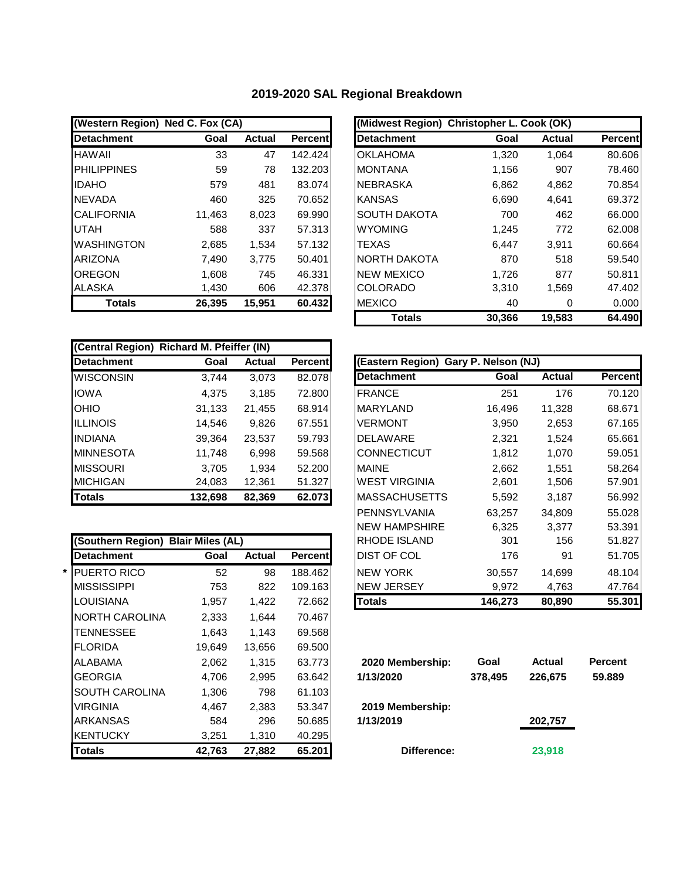# 2019-2020 SAL Regional Breakdown

| (Western Region) Ned C. Fox (CA) | | | |
|---|---|---|---|
| **Detachment** | **Goal** | **Actual** | **Percent** |
| HAWAII | 33 | 47 | 142.424 |
| PHILIPPINES | 59 | 78 | 132.203 |
| IDAHO | 579 | 481 | 83.074 |
| NEVADA | 460 | 325 | 70.652 |
| CALIFORNIA | 11,463 | 8,023 | 69.990 |
| UTAH | 588 | 337 | 57.313 |
| WASHINGTON | 2,685 | 1,534 | 57.132 |
| ARIZONA | 7,490 | 3,775 | 50.401 |
| OREGON | 1,608 | 745 | 46.331 |
| ALASKA | 1,430 | 606 | 42.378 |
| **Totals** | **26,395** | **15,951** | **60.432** |

| (Midwest Region) Christopher L. Cook (OK) | | | |
|---|---|---|---|
| **Detachment** | **Goal** | **Actual** | **Percent** |
| OKLAHOMA | 1,320 | 1,064 | 80.606 |
| MONTANA | 1,156 | 907 | 78.460 |
| NEBRASKA | 6,862 | 4,862 | 70.854 |
| KANSAS | 6,690 | 4,641 | 69.372 |
| SOUTH DAKOTA | 700 | 462 | 66.000 |
| WYOMING | 1,245 | 772 | 62.008 |
| TEXAS | 6,447 | 3,911 | 60.664 |
| NORTH DAKOTA | 870 | 518 | 59.540 |
| NEW MEXICO | 1,726 | 877 | 50.811 |
| COLORADO | 3,310 | 1,569 | 47.402 |
| MEXICO | 40 | 0 | 0.000 |
| **Totals** | **30,366** | **19,583** | **64.490** |

| (Central Region) Richard M. Pfeiffer (IN) | | | |
|---|---|---|---|
| **Detachment** | **Goal** | **Actual** | **Percent** |
| WISCONSIN | 3,744 | 3,073 | 82.078 |
| IOWA | 4,375 | 3,185 | 72.800 |
| OHIO | 31,133 | 21,455 | 68.914 |
| ILLINOIS | 14,546 | 9,826 | 67.551 |
| INDIANA | 39,364 | 23,537 | 59.793 |
| MINNESOTA | 11,748 | 6,998 | 59.568 |
| MISSOURI | 3,705 | 1,934 | 52.200 |
| MICHIGAN | 24,083 | 12,361 | 51.327 |
| **Totals** | **132,698** | **82,369** | **62.073** |

| (Eastern Region) Gary P. Nelson (NJ) | | | |
|---|---|---|---|
| **Detachment** | **Goal** | **Actual** | **Percent** |
| FRANCE | 251 | 176 | 70.120 |
| MARYLAND | 16,496 | 11,328 | 68.671 |
| VERMONT | 3,950 | 2,653 | 67.165 |
| DELAWARE | 2,321 | 1,524 | 65.661 |
| CONNECTICUT | 1,812 | 1,070 | 59.051 |
| MAINE | 2,662 | 1,551 | 58.264 |
| WEST VIRGINIA | 2,601 | 1,506 | 57.901 |
| MASSACHUSETTS | 5,592 | 3,187 | 56.992 |
| PENNSYLVANIA | 63,257 | 34,809 | 55.028 |
| NEW HAMPSHIRE | 6,325 | 3,377 | 53.391 |
| RHODE ISLAND | 301 | 156 | 51.827 |
| DIST OF COL | 176 | 91 | 51.705 |
| NEW YORK | 30,557 | 14,699 | 48.104 |
| NEW JERSEY | 9,972 | 4,763 | 47.764 |
| **Totals** | **146,273** | **80,890** | **55.301** |

| (Southern Region) Blair Miles (AL) | | | |
|---|---|---|---|
| **Detachment** | **Goal** | **Actual** | **Percent** |
| * PUERTO RICO | 52 | 98 | 188.462 |
| MISSISSIPPI | 753 | 822 | 109.163 |
| LOUISIANA | 1,957 | 1,422 | 72.662 |
| NORTH CAROLINA | 2,333 | 1,644 | 70.467 |
| TENNESSEE | 1,643 | 1,143 | 69.568 |
| FLORIDA | 19,649 | 13,656 | 69.500 |
| ALABAMA | 2,062 | 1,315 | 63.773 |
| GEORGIA | 4,706 | 2,995 | 63.642 |
| SOUTH CAROLINA | 1,306 | 798 | 61.103 |
| VIRGINIA | 4,467 | 2,383 | 53.347 |
| ARKANSAS | 584 | 296 | 50.685 |
| KENTUCKY | 3,251 | 1,310 | 40.295 |
| **Totals** | **42,763** | **27,882** | **65.201** |

| | **Goal** | **Actual** | **Percent** |
|---|---|---|---|
| **2020 Membership: 1/13/2020** | **378,495** | **226,675** | **59.889** |
| **2019 Membership: 1/13/2019** | | **202,757** | |
| **Difference:** | | **23,918** | |